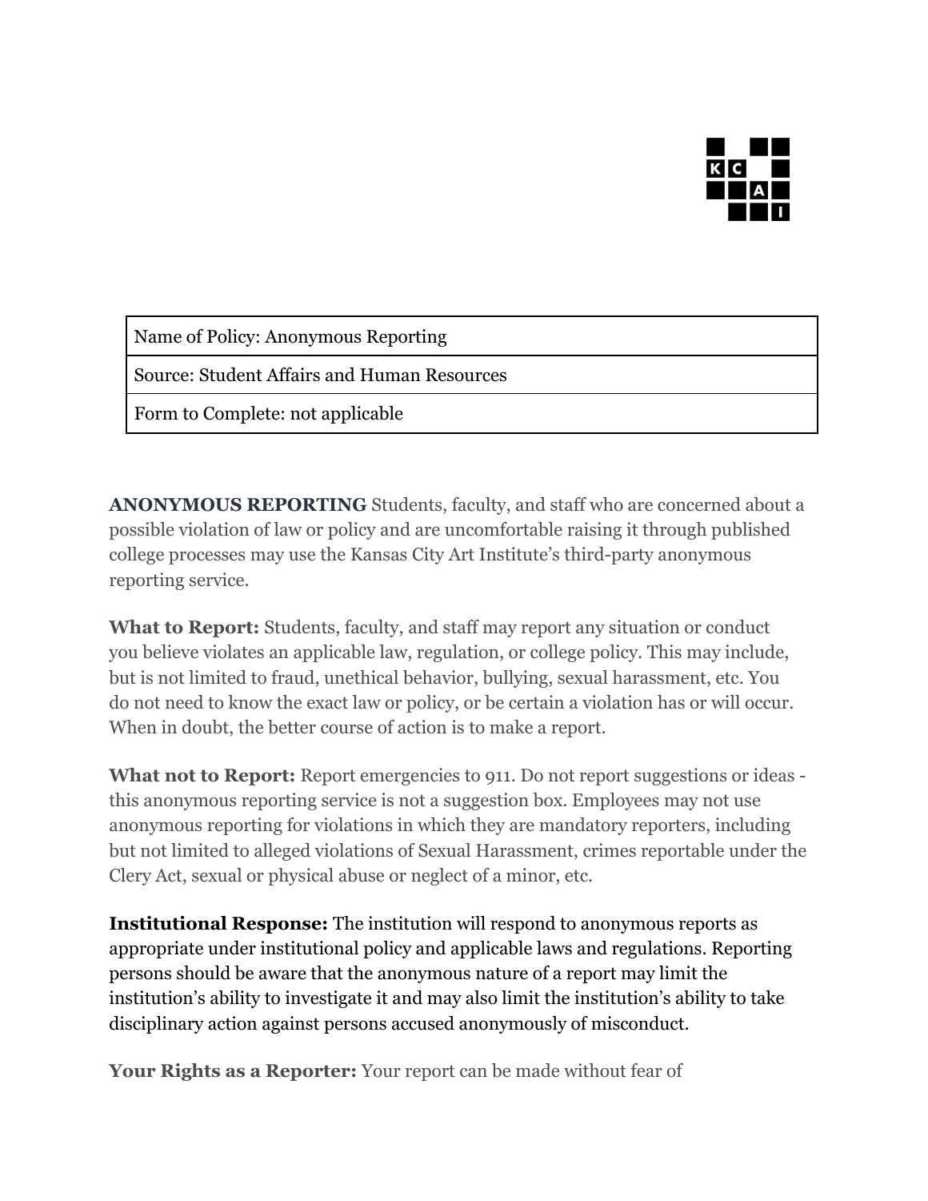| Name of Policy: Anonymous Reporting |
| --- |
| Source: Student Affairs and Human Resources |
| Form to Complete: not applicable |

**ANONYMOUS REPORTING** Students, faculty, and staff who are concerned about a possible violation of law or policy and are uncomfortable raising it through published college processes may use the Kansas City Art Institute's third-party anonymous reporting service.

**What to Report:** Students, faculty, and staff may report any situation or conduct you believe violates an applicable law, regulation, or college policy. This may include, but is not limited to fraud, unethical behavior, bullying, sexual harassment, etc. You do not need to know the exact law or policy, or be certain a violation has or will occur. When in doubt, the better course of action is to make a report.

**What not to Report:** Report emergencies to 911. Do not report suggestions or ideas - this anonymous reporting service is not a suggestion box. Employees may not use anonymous reporting for violations in which they are mandatory reporters, including but not limited to alleged violations of Sexual Harassment, crimes reportable under the Clery Act, sexual or physical abuse or neglect of a minor, etc.

**Institutional Response:** The institution will respond to anonymous reports as appropriate under institutional policy and applicable laws and regulations. Reporting persons should be aware that the anonymous nature of a report may limit the institution's ability to investigate it and may also limit the institution's ability to take disciplinary action against persons accused anonymously of misconduct.

**Your Rights as a Reporter:** Your report can be made without fear of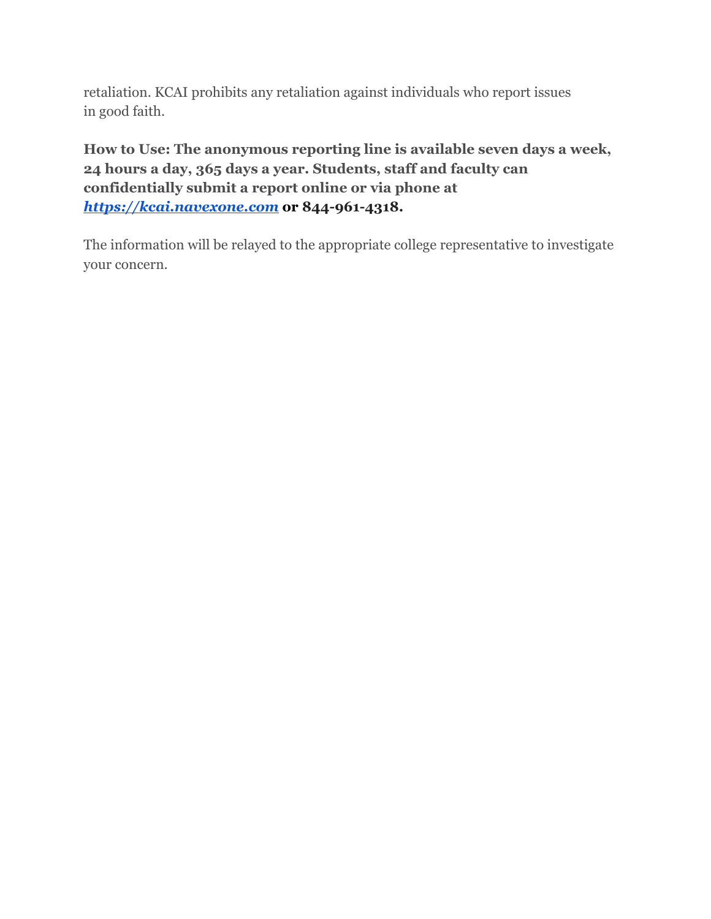retaliation. KCAI prohibits any retaliation against individuals who report issues in good faith.

**How to Use: The anonymous reporting line is available seven days a week, 24 hours a day, 365 days a year. Students, staff and faculty can confidentially submit a report online or via phone at [*https://kcai.navexone.com*](https://kcai.navexone.com) or 844-961-4318.**

The information will be relayed to the appropriate college representative to investigate your concern.